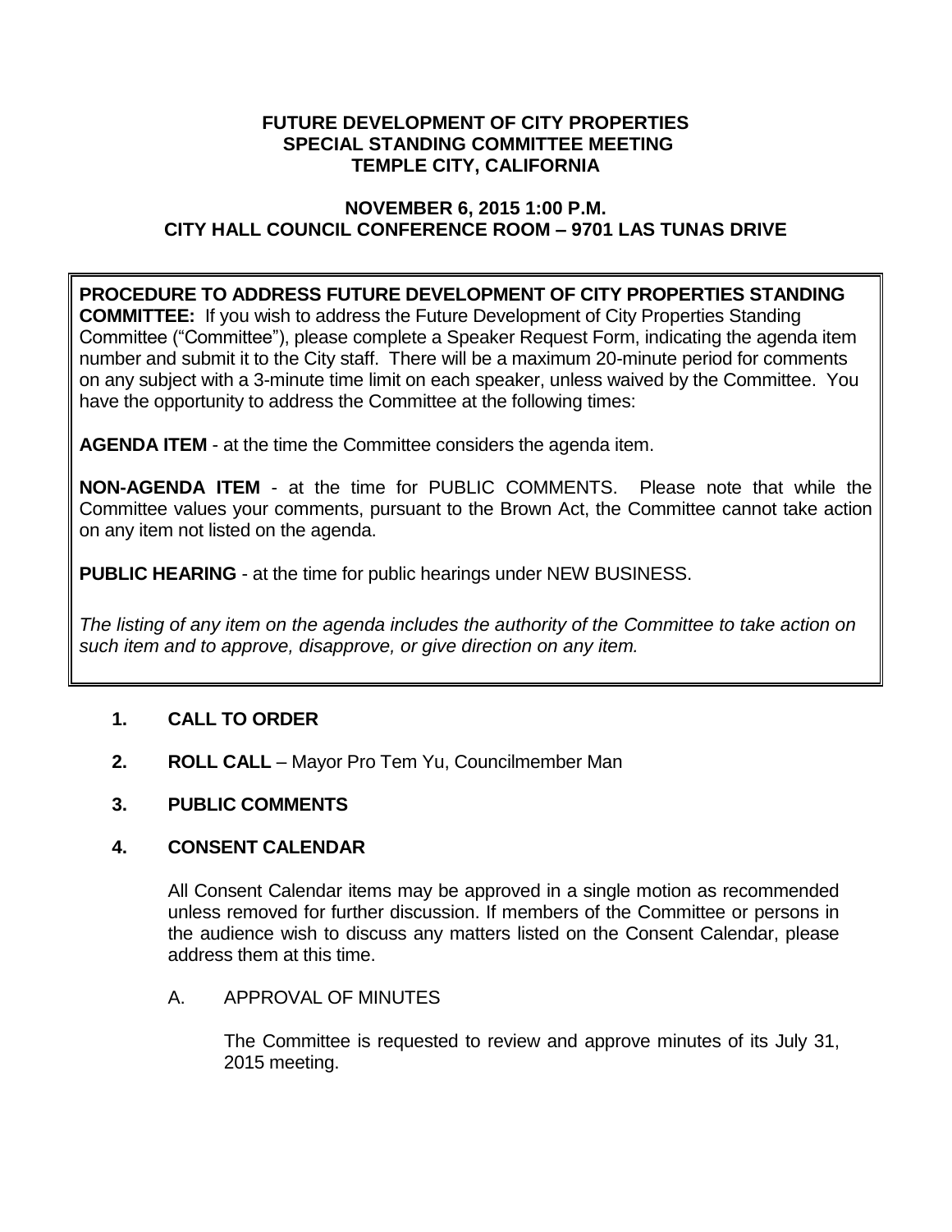# FUTURE DEVELOPMENT OF CITY PROPERTIES SPECIAL STANDING COMMITTEE MEETING TEMPLE CITY, CALIFORNIA

## NOVEMBER 6, 2015 1:00 P.M. CITY HALL COUNCIL CONFERENCE ROOM – 9701 LAS TUNAS DRIVE

**PROCEDURE TO ADDRESS FUTURE DEVELOPMENT OF CITY PROPERTIES STANDING COMMITTEE:** If you wish to address the Future Development of City Properties Standing Committee ("Committee"), please complete a Speaker Request Form, indicating the agenda item number and submit it to the City staff. There will be a maximum 20-minute period for comments on any subject with a 3-minute time limit on each speaker, unless waived by the Committee. You have the opportunity to address the Committee at the following times:

**AGENDA ITEM** - at the time the Committee considers the agenda item.

**NON-AGENDA ITEM** - at the time for PUBLIC COMMENTS. Please note that while the Committee values your comments, pursuant to the Brown Act, the Committee cannot take action on any item not listed on the agenda.

**PUBLIC HEARING** - at the time for public hearings under NEW BUSINESS.

*The listing of any item on the agenda includes the authority of the Committee to take action on such item and to approve, disapprove, or give direction on any item.*

1. **CALL TO ORDER**

2. **ROLL CALL** – Mayor Pro Tem Yu, Councilmember Man

3. **PUBLIC COMMENTS**

4. **CONSENT CALENDAR**

   All Consent Calendar items may be approved in a single motion as recommended unless removed for further discussion. If members of the Committee or persons in the audience wish to discuss any matters listed on the Consent Calendar, please address them at this time.

   A. APPROVAL OF MINUTES

      The Committee is requested to review and approve minutes of its July 31, 2015 meeting.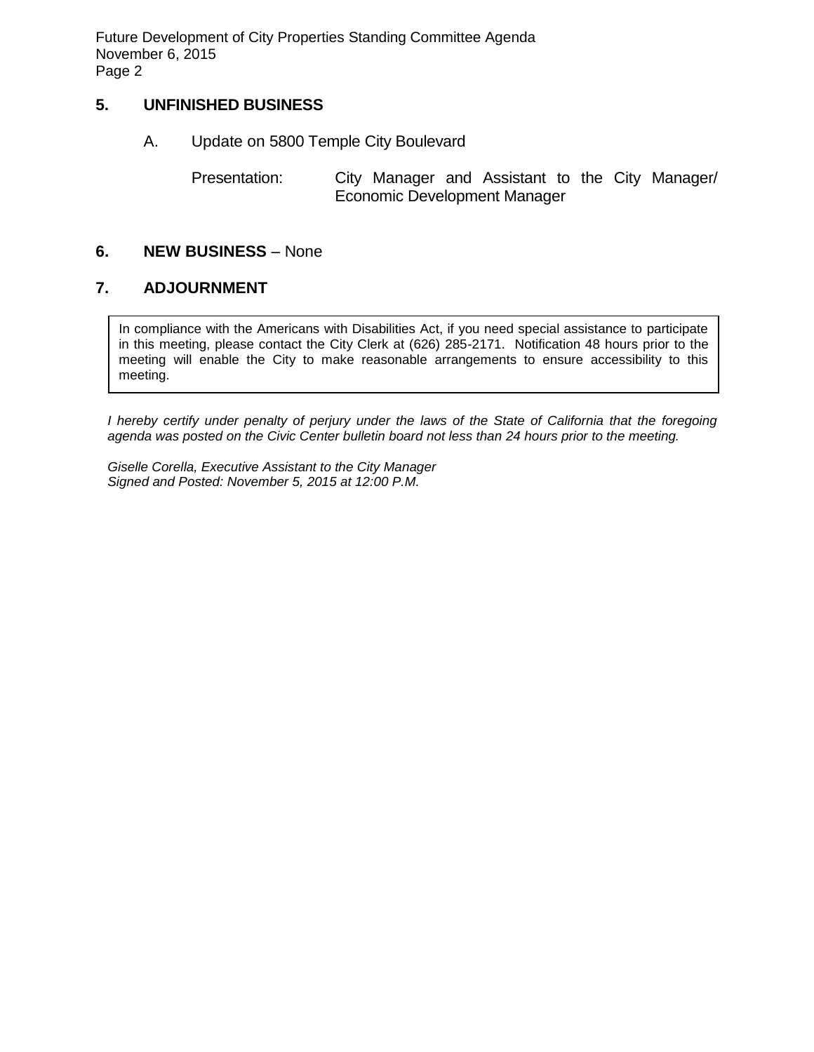## 5. UNFINISHED BUSINESS

A. Update on 5800 Temple City Boulevard

Presentation: City Manager and Assistant to the City Manager/ Economic Development Manager

## 6. NEW BUSINESS – None

## 7. ADJOURNMENT

In compliance with the Americans with Disabilities Act, if you need special assistance to participate in this meeting, please contact the City Clerk at (626) 285-2171. Notification 48 hours prior to the meeting will enable the City to make reasonable arrangements to ensure accessibility to this meeting.

*I hereby certify under penalty of perjury under the laws of the State of California that the foregoing agenda was posted on the Civic Center bulletin board not less than 24 hours prior to the meeting.*

*Giselle Corella, Executive Assistant to the City Manager*
*Signed and Posted: November 5, 2015 at 12:00 P.M.*